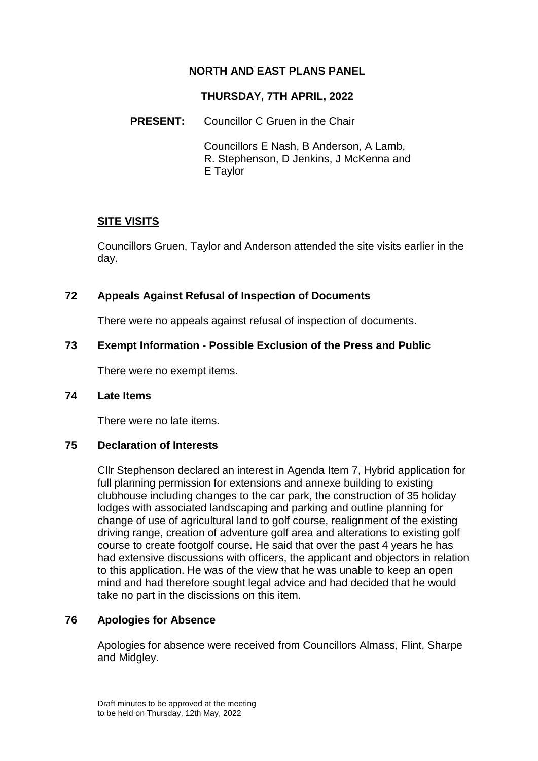**NORTH AND EAST PLANS PANEL**

**THURSDAY, 7TH APRIL, 2022**

**PRESENT:** Councillor C Gruen in the Chair

Councillors E Nash, B Anderson, A Lamb, R. Stephenson, D Jenkins, J McKenna and E Taylor

## SITE VISITS

Councillors Gruen, Taylor and Anderson attended the site visits earlier in the day.

## 72 Appeals Against Refusal of Inspection of Documents

There were no appeals against refusal of inspection of documents.

## 73 Exempt Information - Possible Exclusion of the Press and Public

There were no exempt items.

## 74 Late Items

There were no late items.

## 75 Declaration of Interests

Cllr Stephenson declared an interest in Agenda Item 7, Hybrid application for full planning permission for extensions and annexe building to existing clubhouse including changes to the car park, the construction of 35 holiday lodges with associated landscaping and parking and outline planning for change of use of agricultural land to golf course, realignment of the existing driving range, creation of adventure golf area and alterations to existing golf course to create footgolf course. He said that over the past 4 years he has had extensive discussions with officers, the applicant and objectors in relation to this application. He was of the view that he was unable to keep an open mind and had therefore sought legal advice and had decided that he would take no part in the discissions on this item.

## 76 Apologies for Absence

Apologies for absence were received from Councillors Almass, Flint, Sharpe and Midgley.

Draft minutes to be approved at the meeting to be held on Thursday, 12th May, 2022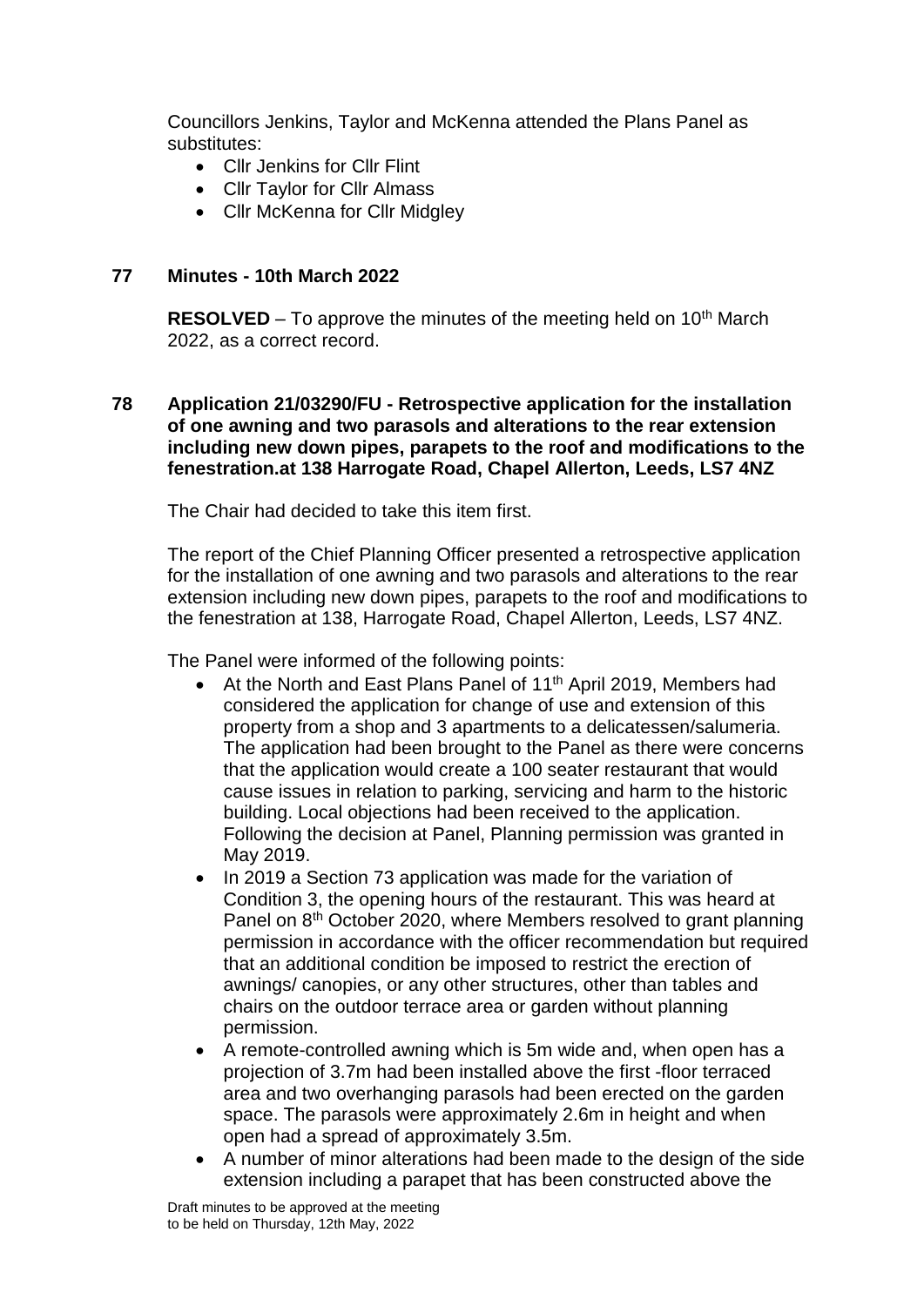Councillors Jenkins, Taylor and McKenna attended the Plans Panel as substitutes:

- Cllr Jenkins for Cllr Flint
- Cllr Taylor for Cllr Almass
- Cllr McKenna for Cllr Midgley

## 77 Minutes - 10th March 2022

**RESOLVED** – To approve the minutes of the meeting held on 10th March 2022, as a correct record.

## 78 Application 21/03290/FU - Retrospective application for the installation of one awning and two parasols and alterations to the rear extension including new down pipes, parapets to the roof and modifications to the fenestration.at 138 Harrogate Road, Chapel Allerton, Leeds, LS7 4NZ

The Chair had decided to take this item first.

The report of the Chief Planning Officer presented a retrospective application for the installation of one awning and two parasols and alterations to the rear extension including new down pipes, parapets to the roof and modifications to the fenestration at 138, Harrogate Road, Chapel Allerton, Leeds, LS7 4NZ.

The Panel were informed of the following points:

- At the North and East Plans Panel of 11th April 2019, Members had considered the application for change of use and extension of this property from a shop and 3 apartments to a delicatessen/salumeria. The application had been brought to the Panel as there were concerns that the application would create a 100 seater restaurant that would cause issues in relation to parking, servicing and harm to the historic building. Local objections had been received to the application. Following the decision at Panel, Planning permission was granted in May 2019.
- In 2019 a Section 73 application was made for the variation of Condition 3, the opening hours of the restaurant. This was heard at Panel on 8th October 2020, where Members resolved to grant planning permission in accordance with the officer recommendation but required that an additional condition be imposed to restrict the erection of awnings/ canopies, or any other structures, other than tables and chairs on the outdoor terrace area or garden without planning permission.
- A remote-controlled awning which is 5m wide and, when open has a projection of 3.7m had been installed above the first -floor terraced area and two overhanging parasols had been erected on the garden space. The parasols were approximately 2.6m in height and when open had a spread of approximately 3.5m.
- A number of minor alterations had been made to the design of the side extension including a parapet that has been constructed above the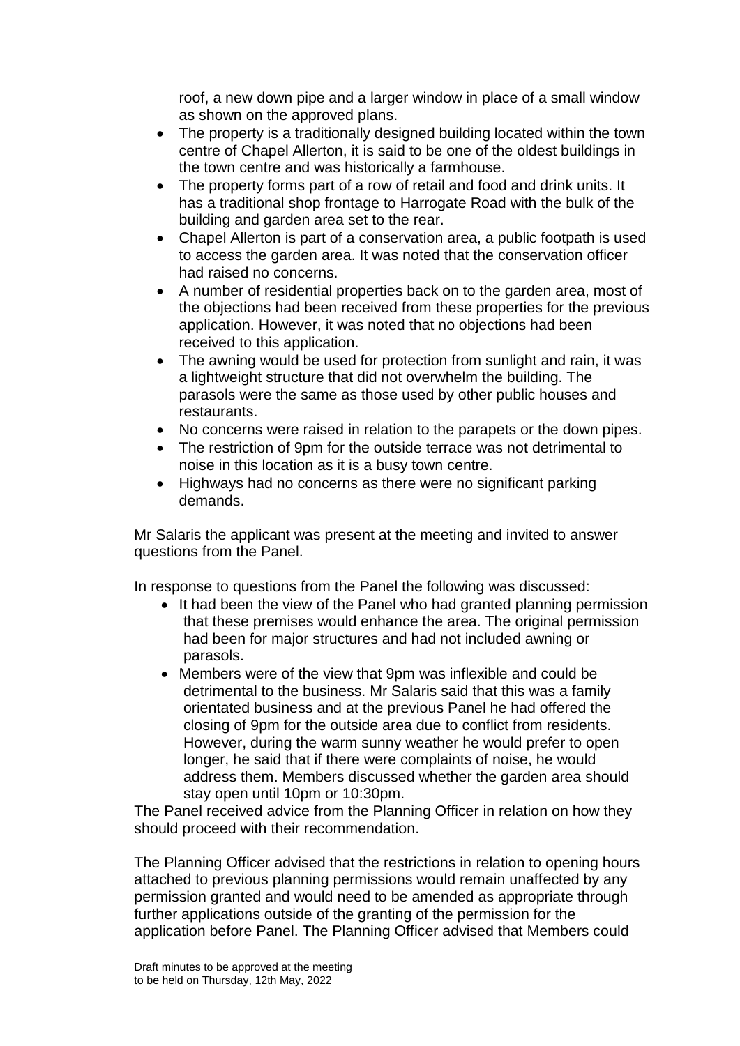roof, a new down pipe and a larger window in place of a small window as shown on the approved plans.

- The property is a traditionally designed building located within the town centre of Chapel Allerton, it is said to be one of the oldest buildings in the town centre and was historically a farmhouse.
- The property forms part of a row of retail and food and drink units. It has a traditional shop frontage to Harrogate Road with the bulk of the building and garden area set to the rear.
- Chapel Allerton is part of a conservation area, a public footpath is used to access the garden area. It was noted that the conservation officer had raised no concerns.
- A number of residential properties back on to the garden area, most of the objections had been received from these properties for the previous application. However, it was noted that no objections had been received to this application.
- The awning would be used for protection from sunlight and rain, it was a lightweight structure that did not overwhelm the building. The parasols were the same as those used by other public houses and restaurants.
- No concerns were raised in relation to the parapets or the down pipes.
- The restriction of 9pm for the outside terrace was not detrimental to noise in this location as it is a busy town centre.
- Highways had no concerns as there were no significant parking demands.

Mr Salaris the applicant was present at the meeting and invited to answer questions from the Panel.

In response to questions from the Panel the following was discussed:

- It had been the view of the Panel who had granted planning permission that these premises would enhance the area. The original permission had been for major structures and had not included awning or parasols.
- Members were of the view that 9pm was inflexible and could be detrimental to the business. Mr Salaris said that this was a family orientated business and at the previous Panel he had offered the closing of 9pm for the outside area due to conflict from residents. However, during the warm sunny weather he would prefer to open longer, he said that if there were complaints of noise, he would address them. Members discussed whether the garden area should stay open until 10pm or 10:30pm.

The Panel received advice from the Planning Officer in relation on how they should proceed with their recommendation.

The Planning Officer advised that the restrictions in relation to opening hours attached to previous planning permissions would remain unaffected by any permission granted and would need to be amended as appropriate through further applications outside of the granting of the permission for the application before Panel. The Planning Officer advised that Members could

Draft minutes to be approved at the meeting to be held on Thursday, 12th May, 2022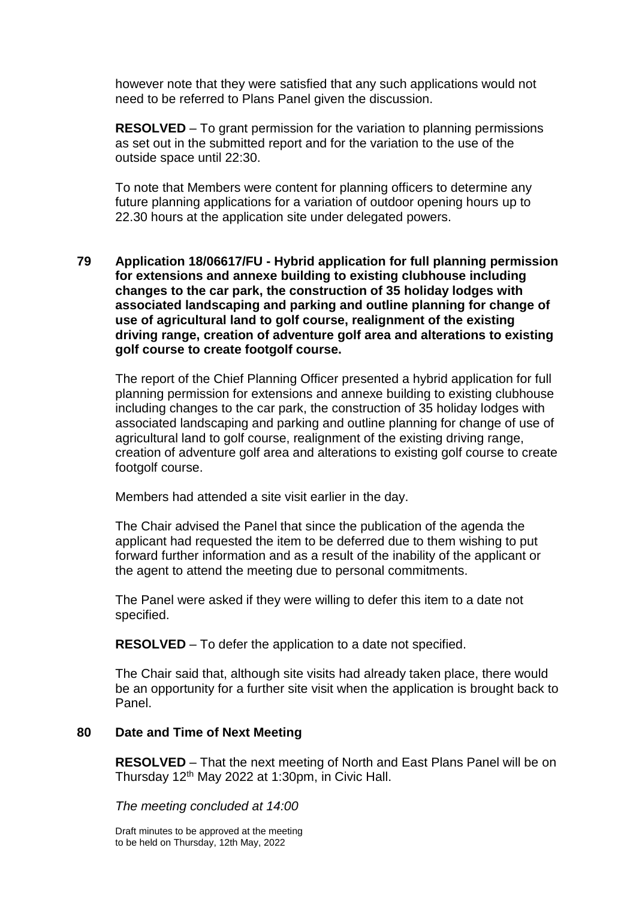however note that they were satisfied that any such applications would not need to be referred to Plans Panel given the discussion.

**RESOLVED** – To grant permission for the variation to planning permissions as set out in the submitted report and for the variation to the use of the outside space until 22:30.

To note that Members were content for planning officers to determine any future planning applications for a variation of outdoor opening hours up to 22.30 hours at the application site under delegated powers.

## 79 Application 18/06617/FU - Hybrid application for full planning permission for extensions and annexe building to existing clubhouse including changes to the car park, the construction of 35 holiday lodges with associated landscaping and parking and outline planning for change of use of agricultural land to golf course, realignment of the existing driving range, creation of adventure golf area and alterations to existing golf course to create footgolf course.

The report of the Chief Planning Officer presented a hybrid application for full planning permission for extensions and annexe building to existing clubhouse including changes to the car park, the construction of 35 holiday lodges with associated landscaping and parking and outline planning for change of use of agricultural land to golf course, realignment of the existing driving range, creation of adventure golf area and alterations to existing golf course to create footgolf course.

Members had attended a site visit earlier in the day.

The Chair advised the Panel that since the publication of the agenda the applicant had requested the item to be deferred due to them wishing to put forward further information and as a result of the inability of the applicant or the agent to attend the meeting due to personal commitments.

The Panel were asked if they were willing to defer this item to a date not specified.

**RESOLVED** – To defer the application to a date not specified.

The Chair said that, although site visits had already taken place, there would be an opportunity for a further site visit when the application is brought back to Panel.

## 80 Date and Time of Next Meeting

**RESOLVED** – That the next meeting of North and East Plans Panel will be on Thursday 12th May 2022 at 1:30pm, in Civic Hall.

*The meeting concluded at 14:00*

Draft minutes to be approved at the meeting to be held on Thursday, 12th May, 2022